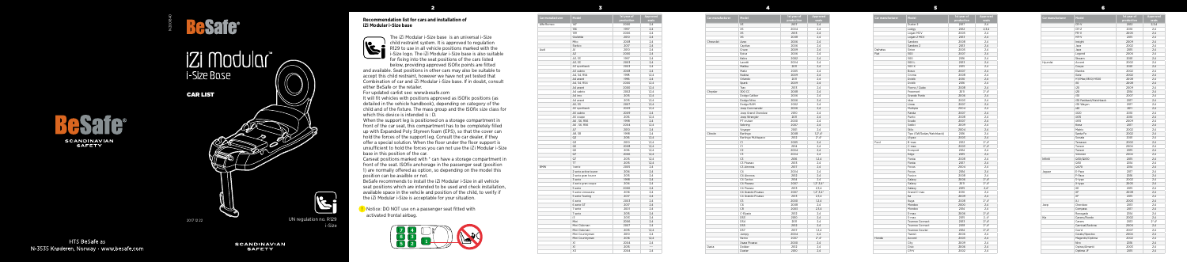# BeSafe

# iZi Modular i-Size Base

## CAR LIST

BeSafe SCANDINAVIAN SAFETY

2017 12 22

UN regulation no. R129 i-Size

HTS BeSafe as
N-3535 Krøderen, Norway · www.besafe.com

SCANDINAVIAN SAFETY

## Recommendation list for cars and installation of iZi Modular i-Size base

The iZi Modular i-Size base is an universal i-Size child restraint system. It is approved to regulation R129 to use in all vehicle positions marked with the i-Size logo. The iZi Modular i-Size base is also suitable for fixing into the seat positions of the cars listed below, providing approved ISOfix points are fitted and available. Seat positions in other cars may also be suitable to accept this child restraint, however we have not yet tested that Combination of car and iZi Modular i-Size base. If in doubt, consult either BeSafe or the retailer.

For updated carlist see: www.besafe.com

It will fit vehicles with positions approved as ISOfix positions (as detailed in the vehicle handbook), depending on category of the child and of the fixture. The mass group and the ISOfix size class for which this device is intended is : D.

When the support leg is positioned on a storage compartment in front of the car seat, this compartment has to be completely filled up with Expanded Poly Styreen foam (EPS), so that the cover can hold the forces of the support leg. Consult the car dealer, if they offer a special solution. When the floor under the floor support is unsufficient to hold the forces you can not use the iZi Modular i-Size base in this position of the car.

Carseat positions marked with * can have a storage compartment in front of the seat. ISOfix anchorage in the passenger seat (position 1) are normally offered as option, so depending on the model this position can be availble or not.

BeSafe recommends to install the iZi Modular i-Size in all vehicle seat positions which are intended to be used and check installation, available space in the vehicle and position of the child, to verify if the iZi Modular i-Size is acceptable for your situation.

! Notice: DO NOT use on a passenger seat fitted with activated frontal airbag.

| Car manufacturer | Model | 1st year of production | Approved seats |
|---|---|---|---|
| Alfa Romeo | 147 | 2000 | 2,4 |
| | 156 | 1997 | 2,4 |
| | 159 | 2006 | 2,4 |
| | Giulietta | 2010 | 2,4 |
| | Mito | 2008 | 2,4 |
| | Stelvio | 2017 | 2,4 |
| Audi | A1 | 2010 | 2,4 |
| | A2 | 2000 | 2,4 |
| | A3, S3 | 1997 | 2,4 |
| | A3, S3 | 2003 | 2,4 |
| | A3 sportback | 2003 | 2,4 |
| | A3 cabrio | 2008 | 2,4 |
| | A4, S4, RS4 | 1998 | 1,2,4 |
| | A4 avant | 1996 | 2,4 |
| | A4, S4, RS4 | 2000 | 1,2,4 |
| | A4 avant | 2000 | 1,2,4 |
| | A4 cabrio | 2002 | 1,2,4 |
| | A4 (B9) | 2015 | 1,2,4 |
| | A4 avant | 2015 | 1,2,4 |
| | A5, S5 | 2007 | 1,2,4 |
| | A5 sportback | 2009 | 1,2,4 |
| | A5 cabrio | 2009 | 2,4 |
| | A5 coupe | 2016 | 1,2,4 |
| | A6, S6, RS6 | 1998 | 2,4 |
| | A6, S6, RS6 | 2004 | 1,2,4 |
| | A7 | 2010 | 2,4 |
| | A8, S8 | 1998 | 2,4 |
| | Q2 | 2016 | 1,2,4 |
| | Q3 | 2010 | 1,2,4 |
| | Q5 | 2008 | 1,2,4 |
| | Q5 | 2016 | 1,2,4 |
| | Q7 | 2006 | 2,4 |
| | Q7 | 2015 | 1,2,4 |
| | TT | 2015 | 1,2,4 |
| BMW | 1 serie | 2005 | 2,4 |
| | 2 serie active tourer | 2014 | 2,4 |
| | 2 serie gran tourer | 2015 | 2,4 |
| | 3 serie | 1998 | 2,4 |
| | 3 serie gran turismo | 2013 | 2,4 |
| | 4 serie | 2013 | 2,4 |
| | 5 serie limousine | 2016 | 2,4 |
| | 5 serie Touring | 2017 | 2,4 |
| | 6 serie | 2003 | 2,4 |
| | 6 serie GT | 2017 | 2,4 |
| | 7 serie | 2001 | 2,4 |
| | 7 serie | 2015 | 2,4 |
| | i3 | 2013 | 2,4 |
| | Mini | 2006 | 2,4 |
| | Mini Clubman | 2007 | 2,4 |
| | Mini Clubman | 2015 | 1,2,4 |
| | Mini Countryman | 2010 | 2,4 |
| | Mini Countryman | 2016 | 1,2,4 |
| | X1 | 2004 | 2,4 |
| | X1 | 2015 | 2,4 |
| | X3 | 2004 | 2,4 |
| | X3 | 2017 | 2,4 |
| | X4 | 2014 | 2,4 |
| | X5 | 2004 | 2,4 |
| | X5 | 2013 | 2,4 |
| | X6 | 2008 | 2,4 |
| Chevrolet | Aveo | 2006 | 2,4 |
| | Captiva | 2006 | 2,4 |
| | Cruze | 2009 | 2,4 |
| | Epica | 2006 | 2,4 |
| | Kalos | 2002 | 2,4 |
| | Lacetti | 2004 | 2,4 |
| | Malibu | 2011 | 2,4 |
| | Matiz | 2005 | 2,4 |
| | Nubira | 2009 | 2,4 |
| | Orlando | 2011 | 2,4 |
| | Spark | 2009 | 2,4 |
| | Trax | 2013 | 2,4 |
| Chrysler | 300 CC | 2008 | 2,4 |
| | Dodge Caliber | 2006 | 2,4 |
| | Dodge Nitro | 2006 | 2,4 |
| | Dodge RAM | 2002 | 2,4 |
| | Jeep Commander | 2006 | 2,4 |
| | Jeep Grand Cherokee | 2010 | 2,4 |
| | Jeep Wrangler | 2011 | 2,4 |
| | PT cruiser | 2000 | 2,4 |
| | Sebring | 2007 | 2,4 |
| | Voyager | 2001 | 2,4 |
| Citroën | Berlingo | 2008 | 1,2*,4* |
| | Berlingo Multispace | 2012 | 2*,4* |
| | C1 | 2005 | 2,4 |
| | C1 | 2014 | 2,4 |
| | C2 | 2004 | 2,4 |
| | C3 | 2004 | 2,4 |
| | C3 | 2016 | 1,2,4 |
| | C3 Picasso | 2013 | 2,4 |
| | C3 Aircross | 2017 | 2,4 |
| | C4 | 2004 | 2,4 |
| | C4 Aircross | 2012 | 2,4 |
| | C4 Cactus | 2014 | 2,4 |
| | C4 Picasso | 2007 | 1,2*,3,4* |
| | C4 Picasso | 2013 | 2,3,4 |
| | C4 Grande Picasso | 2007 | 1,2*,3,4* |
| | C4 Grande Picasso | 2013 | 2,3,4 |
| | C5 | 2000 | 1,2,4 |
| | C5 | 2008 | 2,4 |
| | C6 | 2008 | 2,3,4 |
| | C-Elysée | 2012 | 2,4 |
| | DS3 | 2010 | 2,4 |
| | DS4 | 2011 | 2,4 |
| | DS5 | 2012 | 2,4 |
| | DS7 | 2017 | 2,4 |
| | Jumpy | 2004 | 2,4 |
| | Nemo | 2007 | 2*,4* |
| | Xsara Picasso | 2000 | 2,4 |
| Dacia | Dokker | 2012 | 2,4 |
| | Lodgy | 2012 | 2,3,4 |
| | Duster 2 | 2017 | 2,4 |
| | Logan | 2013 | 2,4 |
| | Logan MCV | 2013 | 2,4 |
| | Logan 2 MCV | 2013 | 2,4 |
| | Sandero | 2008 | 2,4 |
| | Sandero 2 | 2013 | 2,4 |
| Daihatsu | Sirion | 2005 | 2,4 |
| Fiat | 500 | 2007 | 2,4 |
| | 500 | 2008 | 2,4 |
| | 500L | 2013 | 2,4 |
| | 500 X | 2015 | 2,4 |
| | Bravo | 2007 | 2,4 |
| | Croma | 2008 | 2,4 |
| | Doblò | 2010 | 2,4 |
| | Doblò | 2016 | 2,4 |
| | Fiorino / Qubo | 2008 | 2,4 |
| | Freemont | 2011 | 2*,4* |
| | Grande Punto | 2006 | 2,4 |
| | Idea | 2003 | 2,4 |
| | Linea | 2007 | 2,4 |
| | Multipla | 2004 | 2,4 |
| | Panda | 2007 | 2,4 |
| | Punto | 2008 | 2,4 |
| | Sedici | 2009 | 2,4 |
| | Stilo | 2004 | 2,4 |
| | Tipo (5D/Sedan/Hatchback) | 2016 | 2,4 |
| | Ulysse | 2003 | 2,4 |
| Ford | B-max | 2012 | 2*,4* |
| | C-max | 2003 | 2*,4* |
| | Ecosport | 2014 | 2,4 |
| | Edge | 2015 | 2,4 |
| | Fiesta | 2008 | 2,4 |
| | Fiesta | 2017 | 2,4 |
| | Focus | 2004 | 2,4 |
| | Focus | 2014 | 2,4 |
| | Fusion | 2008 | 2,4 |
| | Galaxy | 2006 | 2*,4* |
| | Galaxy | 2011 | 2*,4* |
| | Galaxy | 2015 | 2,4 |
| | Grand C-max | 2010 | 2,4 |
| | Ka | 2009 | 2,4 |
| | Kuga | 2008 | 2,4 |
| | Mondeo | 2000 | 2,4 |
| | Mondeo | 2014 | 2,4 |
| | S-max | 2006 | 2*,4* |
| | Tourneo Connect | 2013 | 2*,4* |
| | Tourneo Courier | 2014 | 2*,4* |
| | Transit | 2006 | 2,4 |
| Honda | Accord | 2003 | 2,4 |
| | City | 2009 | 2,4 |
| | Civic | 2006 | 2,4 |
| | CR-V | 2002 | 2,4 |
| | CR-V | 2012 | 2,4 |
| | CR-Z | 2010 | 2,4 |
| | FR-V | 2005 | 2,4 |
| | HR-V | 2015 | 2,4 |
| | Insight | 2009 | 2,4 |
| | Jazz | 2002 | 2,4 |
| | Jazz | 2015 | 2,4 |
| | Legend | 2006 | 2,4 |
| | Stream | 2001 | 2,4 |
| Hyundai | Accent | 2002 | 2,4 |
| | Coupe | 2001 | 2,4 |
| | Elantra | 2002 | 2,4 |
| | Getz | 2002 | 2,4 |
| | H1/iMax/i800/H300 | 2008 | 2,4 |
| | i10 | 2008 | 2,4 |
| | i20 | 2008 | 2,4 |
| | i20 | 2014 | 2,4 |
| | i30 | 2007 | 2,4 |
| | i30 Fastback/Hatchback | 2017 | 2,4 |
| | i30 Wagon | 2017 | 2,4 |
| | i40 | 2011 | 2,4 |
| | iX20 | 2010 | 2,4 |
| | iX35 | 2010 | 2,4 |
| | iX55 | 2009 | 2,4 |
| | Kona | 2017 | 2,4 |
| | Matrix | 2002 | 2,4 |
| | Santa Fe | 2002 | 2,4 |
| | Sonata | 2001 | 2,4 |
| | Terracan | 2002 | 2,4 |
| | Tucson | 2004 | 2,4 |
| | Tucson | 2015 | 2,4 |
| | Veloster | 2011 | 2,4 |
| Infiniti | Q30/QX30 | 2015 | 2,4 |
| | Q50 | 2014 | 2,4 |
| | QX70 | 2014 | 2,4 |
| Jaguar | E-Pace | 2017 | 2,4 |
| | F-Pace | 2016 | 2,4 |
| | S-type | 2002 | 2,4 |
| | X-type | 2005 | 2,4 |
| | XE | 2015 | 2,4 |
| | XF | 2008 | 2,4 |
| | XF | 2015 | 2,4 |
| | XJ | 2003 | 2,4 |
| Jeep | Cherokee | 2013 | 2,4 |
| | Compass | 2017 | 2,4 |
| | Renegade | 2014 | 2,4 |
| Kia | Carens/Rondo | 2002 | 2,4 |
| | Carens | 2013 | 2*,4* |
| | Carnival/Sedona | 2006 | 2,4 |
| | Cee'd | 2007 | 2,4 |
| | Cerato/Spectra | 2004 | 2,4 |
| | Magentis/Optima | 2002 | 2,4 |
| | Niro | 2016 | 2,4 |
| | Opirus/Amanti | 2003 | 2,4 |
| | Optima JF | 2015 | 2,4 |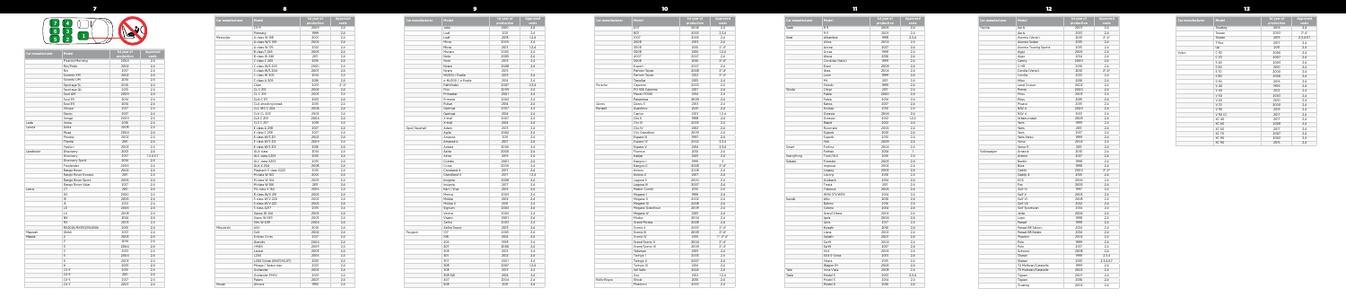| Car manufacturer | Model | 1st year of production | Approved seats |
|---|---|---|---|
| | Picanto/Touring | 2012 | 2,4 |
| | Rio/Pride | 2002 | 2,4 |
| | Rio | 2017 | 2,4 |
| | Sorento XM | 2009 | 2,4 |
| | Sorento UM | 2014 | 2,4 |
| | Sportage SL | 2010 | 2,4 |
| | Sportage QL | 2015 | 2,4 |
| | Soul AM | 2009 | 2,4 |
| | Soul PS | 2014 | 2,4 |
| | Soul EV | 2014 | 2,4 |
| | Stinger | 2017 | 2,4 |
| | Stonic | 2017 | 2,4 |
| | Venga | 2009 | 2,4 |
| Lada | Vesta | 2015 | 2,4 |
| Lancia | Delta | 2008 | 2,4 |
| | Musa | 2004 | 2,4 |
| | Phedra | 2002 | 2,4 |
| | Thema | 2011 | 2,4 |
| | Ypsilon | 2011 | 2,4 |
| Land Rover | Discovery | 2003 | 2,4 |
| | Discovery | 2017 | 2,4,5,7 |
| | Discovery Sport | 2014 | 2,4 |
| | Freelander | 2006 | 2,4 |
| | Range Rover | 2002 | 2,4 |
| | Range Rover Evoque | 2011 | 2,4 |
| | Range Rover Sport | 2005 | 2,4 |
| | Range Rover Velar | 2017 | 2,4 |
| Lexus | CT | 2011 | 2,4 |
| | GS | 2012 | 2,4 |
| | IS | 2013 | 2,4 |
| | LS | 2006 | 2,4 |
| | LS | 2006 | 2,4 |
| | NX | 2014 | 2,4 |
| | RX | 2003 | 2,4 |
| | RX400h/RX450h/RX200t | 2015 | 2,4 |
| Maserati | Ghibli | 2013 | 2,4 |
| Mazda | 2 | 2003 | 2,4 |
| | 3 | 2003 | 2,4 |
| | 5 | 2005 | 2,4 |
| | 6 | 2002 | 2,4 |
| | 6 | 2013 | 2,4 |
| | CX-3 | 2015 | 2,4 |
| | CX-5 | 2011 | 2,4 |
| | CX-7 | 2007 | 2,4 |
| | CX-9 | 2007 | 2,4 |
| | Premacy | 1999 | 2,4 |
| Mercedes | A-class W 168 | 2001 | 2,4 |
| | A-class W/V 169 | 2004 | 2,4 |
| | A-class W 176 | 2012 | 1,2,4 |
| | B-class T 245 | 2005 | 2,4 |
| | B-class W 246 | 2011 | 2,4 |
| | C-class | 2000 | 2,4 |
| | C-class W/S 204 | 2007 | 2,4 |
| | C-class W 205 | 2014 | 2,4 |
| | Citan | 2013 | 2*,4* |
| | CL C 215 | 2000 | 2,4 |
| | CL C 216 | 2007 | 2,4 |
| | CLA C 117 | 2013 | 2,4 |
| | CLA shooting brake | 2015 | 2,4 |
| | CLK W/C 209 | 2002 | 2,4 |
| | CLS C 219 | 2004 | 2,4 |
| | CLS C 218 | 2011 | 2,4 |
| | E-class C 207 | 2009 | 2,4 |
| | E-class W/S 211 | 2002 | 2,4 |
| | E-class W/S 212 | 2009 | 2,4 |
| | E-class W/S 213 | 2016 | 2,4 |
| | GL X 164 | 2006 | 2,4 |
| | GLA X 156 | 2014 | 2,4 |
| | GLC | 2015 | 2,4 |
| | GLE | 2015 | 2,4 |
| | GLK | 2008 | 2,4 |
| | GLS | 2016 | 2,4 |
| | M-class W/V 163 | 1997 | 2,4 |
| | M-class W 164 | 2005 | 2,4 |
| | M-class W 166 | 2011 | 2,4 |
| | R-class W/V 251 | 2005 | 2,4 |
| | S-class W/V 220 | 1998 | 2,4 |
| | S-class W/V 221 | 2005 | 2,4 |
| | S-class W/V 222 | 2013 | 2,4 |
| | V-class | 2014 | 2,4 |
| | Vaneo W 414 | 2002 | 2,4 |
| | Viano W 639 | 2003 | 2,4 |
| | Vito W 639 | 2003 | 2,4 |
| Mitsubishi | ASX | 2010 | 2,4 |
| | Colt | 2004 | 2,4 |
| | Eclipse Cross | 2017 | 2,4 |
| | Grandis | 2004 | 2,4 |
| | i-MiEV | 2009 | 2,4 |
| | Lancer | 2008 | 2,4 |
| | L200 | 2015 | 2,4 |
| | Mirage/Space star | 2013 | 2,4 |
| | Outlander | 2003 | 2,4 |
| | Outlander PHEV | 2013 | 2,4 |
| | Pajero | 2007 | 2,4 |
| Nissan | Almera | 1995 | 2,4 |
| | Juke | 2010 | 2,4 |
| | Leaf | 2011 | 2,4 |
| | Micra | 2003 | 2,4 |
| | Micra | 2017 | 2,4 |
| | Murano | 2003 | 2,4 |
| | Note | 2006 | 2,4 |
| | Navara | 2005 | 2,4 |
| | NV200/Evalia | 2009 | 2,4 |
| | Pathfinder | 2005 | 2,4 |
| | Pixo | 2009 | 2,4 |
| | Primastar | 2002 | 2,4 |
| | Primera | 2002 | 2,4 |
| | Pulsar | 2014 | 2,4 |
| | Qashqai | 2007 | 2,4 |
| | Qashqai | 2014 | 2,4 |
| | X-trail | 2001 | 2,4 |
| | X-trail | 2014 | 2,4 |
| Opel/Vauxhall | Adam | 2013 | 2,4 |
| | Agila | 2008 | 2,4 |
| | Ampera | 2011 | 2,4 |
| | Ampera-e | 2017 | 2,4 |
| | Antara | 2006 | 2,4 |
| | Astra | 2004 | 2,4 |
| | Cascada | 2013 | 2,4 |
| | Combo | 2012 | 2,4 |
| | Corsa | 2006 | 2,4 |
| | Crossland X | 2017 | 2,4 |
| | Grandland X | 2017 | 2,4 |
| | Insignia | 2008 | 2,4 |
| | Insignia | 2017 | 2,4 |
| | Karl/Viva | 2015 | 2,4 |
| | Meriva | 2003 | 2,4 |
| | Mokka | 2012 | 2,4 |
| | Signum | 2003 | 2,4 |
| | Vectra | 2002 | 2,4 |
| | Vivaro | 2001 | 2,4 |
| | Zafira | 2005 | 2,4 |
| | Zafira Tourer | 2011 | 2,4 |
| Peugeot | 107 | 2005 | 2,4 |
| | 108 | 2014 | 2,4 |
| | 206 | 1998 | 2,4 |
| | 207 | 2006 | 2,4 |
| | 208 | 2012 | 2,4 |
| | 301 | 2012 | 2,4 |
| | 307 | 2001 | 2,4 |
| | 308 | 2007 | 1,2,4 |
| | 308 | 2013 | 2,4 |
| | 407 | 2004 | 2,4 |
| | 508 | 2011 | 2,4 |
| | 607 | 2000 | 2,4 |
| | 807 | 2002 | 2,4 |
| | 1007 | 2005 | 2,4 |
| | 2008 | 2013 | 2,4 |
| | 3008 | 2009 | 2,4 |
| | 3008 | 2016 | 2,4 |
| | 4007 | 2007 | 2,4 |
| | 4008 | 2012 | 2,4 |
| | 5008 | 2009 | 2,4 |
| | 5008 | 2017 | 2,4 |
| | Expert | 2007 | 2,4 |
| | Partner Tepee | 2008 | 2,4 |
| | Traveller | 2016 | 2,4 |
| | RCZ | 2010 | 2,4 |
| Porsche | Cayenne | 2003 | 2,4 |
| | 911 (991) Carrera | 2011 | 2,4 |
| | Panamera | 2009 | 2,4 |
| | Macan | 2014 | 2,4 |
| Renault | Captur | 2013 | 2,4 |
| | Clio III | 2005 | 2,4 |
| | Clio IV | 2012 | 2,4 |
| | Espace IV | 2002 | 2,4 |
| | Espace V | 2015 | 2,4 |
| | Fluence | 2010 | 2,4 |
| | Grand Scenic | 2004 | 2,4 |
| | Kadjar | 2015 | 2,4 |
| | Kangoo | 2008 | 2,4 |
| | Koleos | 2008 | 2,4 |
| | Laguna | 2001 | 2,4 |
| | Latitude | 2010 | 2,4 |
| | Megane | 2008 | 2,4 |
| | Modus | 2004 | 2,4 |
| | Scenic | 2003 | 2,4 |
| | Talisman | 2015 | 2,4 |
| | Twingo | 2007 | 2,4 |
| | Twingo III | 2014 | 2,4 |
| | Zoe | 2012 | 2,4 |
| Rolls-Royce | Ghost | 2010 | 2,4 |
| | Phantom | 2003 | 2,4 |
| Saab | 9-3 | 2003 | 2,4 |
| | 9-5 | 2010 | 2,4 |
| Seat | Alhambra | 1996 | 2,4 |
| | Altea | 2004 | 2,4 |
| | Arona | 2017 | 2,4 |
| | Ateca | 2016 | 2,4 |
| | Cordoba | 2002 | 2,4 |
| | Exeo | 2009 | 2,4 |
| | Ibiza | 2002 | 2,4 |
| | Leon | 2005 | 2,4 |
| | Mii | 2011 | 2,4 |
| | Toledo | 1999 | 2,4 |
| Skoda | Citigo | 2011 | 2,4 |
| | Fabia | 1999 | 2,4 |
| | Kodiaq | 2016 | 2,4 |
| | Karoq | 2017 | 2,4 |
| | Octavia | 2004 | 2,4 |
| | Rapid | 2012 | 2,4 |
| | Roomster | 2006 | 2,4 |
| | Superb | 2002 | 2,4 |
| | Yeti | 2009 | 2,4 |
| Smart | Forfour | 2004 | 2,4 |
| | Fortwo | 2014 | 2 |
| SsangYong | Tivoli | 2015 | 2,4 |
| Subaru | Forester | 2002 | 2,4 |
| | Impreza | 2002 | 2,4 |
| | Legacy | 2003 | 2,4 |
| | Levorg | 2015 | 2,4 |
| | Outback | 2003 | 2,4 |
| | Trezia | 2011 | 2,4 |
| | XV | 2012 | 2,4 |
| Suzuki | Alto | 2009 | 2,4 |
| | Baleno | 2016 | 2,4 |
| | Celerio | 2014 | 2,4 |
| | Grand Vitara | 2005 | 2,4 |
| | Ignis | 2016 | 2,4 |
| | Kizashi | 2010 | 2,4 |
| | Splash | 2008 | 2,4 |
| | SX4 | 2006 | 2,4 |
| | SX4 S-Cross | 2013 | 2,4 |
| | Vitara | 2015 | 2,4 |
| | Wagon R+ | 2000 | 2,4 |
| Tata | Indica | 2005 | 2,4 |
| Tesla | Model S | 2013 | 2,4 |
| | Model X | 2016 | 2,4 |
| Toyota | Auris | 2006 | 2,4 |
| | Auris | 2012 | 2,4 |
| | Avensis (Verso) | 2001 | 2,4 |
| | Avensis | 2003 | 2,4 |
| | Avensis Touring Sports | 2009 | 2,4 |
| | Aygo | 2005 | 2,4 |
| | Aygo | 2014 | 2,4 |
| | Camry | 2001 | 2,4 |
| | C-HR | 2016 | 2,4 |
| | Corolla | 2002 | 2,4 |
| | Corolla Verso | 2004 | 2,4 |
| | GT86 | 2012 | 2,4 |
| | Hilux | 2016 | 2,4 |
| | Land Cruiser | 2003 | 2,4 |
| | Prius | 2003 | 2,4 |
| | Prius | 2009 | 2,4 |
| | Prius+ | 2012 | 2,4 |
| | Proace | 2013 | 2,4 |
| | RAV 4 | 2000 | 2,4 |
| | RAV 4 | 2013 | 2,4 |
| | Urban cruiser | 2009 | 2,4 |
| | Verso | 2009 | 2,4 |
| | Verso-S | 2011 | 2,4 |
| | Yaris | 1999 | 2,4 |
| | Yaris | 2011 | 2,4 |
| Volkswagen | Amarok | 2010 | 2,4 |
| | Arteon | 2017 | 2,4 |
| | Beetle | 1998 | 2,4 |
| | Bora | 1998 | 2,4 |
| | Caddy | 2004 | 2*,4* |
| | Caddy | 2015 | 2,4 |
| | Eos | 2006 | 2,4 |
| | Fox | 2005 | 2,4 |
| | Golf IV | 1997 | 2,4 |
| | Golf V | 2003 | 2,4 |
| | Golf VI | 2008 | 2,4 |
| | Golf VII | 2012 | 2,4 |
| | Golf Sportsvan | 2014 | 2,4 |
| | Jetta | 2005 | 2,4 |
| | Lupo | 1998 | 2,4 |
| | Passat | 1996 | 2,4 |
| | Passat B8 Saloon | 2014 | 2,4 |
| | Passat B8 Estate | 2014 | 2,4 |
| | Phaeton | 2002 | 2,4 |
| | Polo | 1999 | 2,4 |
| | Polo | 2017 | 2,4 |
| | Scirocco | 2008 | 2,4 |
| | Sharan | 1995 | 2,4 |
| | Sharan | 2010 | 2,3,4,5 |
| | T5 Multivan/Caravelle | 1999 | 2,4 |
| | T6 Multivan/Caravelle | 2015 | 2,4 |
| | Tiguan | 2007 | 2,4 |
| | Tiguan | 2016 | 2,4 |
| | Touareg | 2002 | 2,4 |
| | Touareg | 2010 | 2,4 |
| | Touran | 2003 | 2,4 |
| | Touran | 2015 | 2*,4* |
| | Transporter | 2003 | 2,4,5,7 |
| | T-Roc | 2017 | 2,4 |
| | Up | 2011 | 2,4 |
| Volvo | C 30 | 2006 | 2,4 |
| | C 70 | 2006 | 2,4 |
| | S 40 | 2004 | 2,4 |
| | S 60 | 2000 | 2,4 |
| | S 70 | 1997 | 2,4 |
| | S 80 | 2006 | 2,4 |
| | S 90 | 2016 | 2,4 |
| | V 40 | 2012 | 2,4 |
| | V 50 | 2004 | 2,4 |
| | V 60 | 2010 | 2,4 |
| | V 70 | 2000 | 2,4 |
| | V 90 | 2016 | 2,4 |
| | V 90 CC | 2017 | 2,4 |
| | XC 40 | 2017 | 2,4 |
| | XC 60 | 2008 | 2,4 |
| | XC 60 | 2017 | 2,4 |
| | XC 70 | 2002 | 2,4 |
| | XC 90 | 2002 | 2,4 |
| | XC 90 | 2015 | 2,4 |